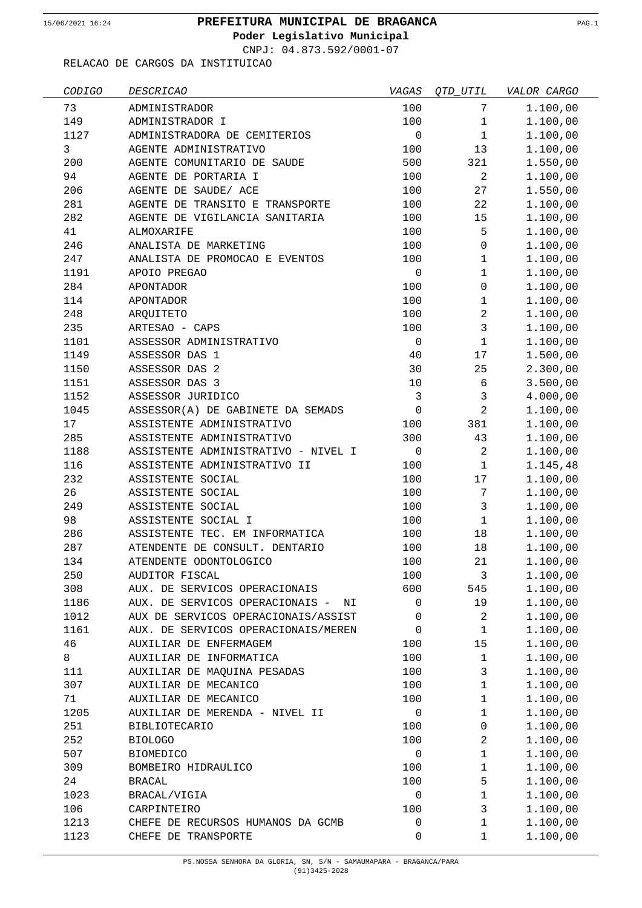# PREFEITURA MUNICIPAL DE BRAGANCA

**Poder Legislativo Municipal**

CNPJ: 04.873.592/0001-07

RELACAO DE CARGOS DA INSTITUICAO

| *CODIGO* | *DESCRICAO* | *VAGAS* | *QTD_UTIL* | *VALOR CARGO* |
|---|---|---|---|---|
| 73 | ADMINISTRADOR | 100 | 7 | 1.100,00 |
| 149 | ADMINISTRADOR I | 100 | 1 | 1.100,00 |
| 1127 | ADMINISTRADORA DE CEMITERIOS | 0 | 1 | 1.100,00 |
| 3 | AGENTE ADMINISTRATIVO | 100 | 13 | 1.100,00 |
| 200 | AGENTE COMUNITARIO DE SAUDE | 500 | 321 | 1.550,00 |
| 94 | AGENTE DE PORTARIA I | 100 | 2 | 1.100,00 |
| 206 | AGENTE DE SAUDE/ ACE | 100 | 27 | 1.550,00 |
| 281 | AGENTE DE TRANSITO E TRANSPORTE | 100 | 22 | 1.100,00 |
| 282 | AGENTE DE VIGILANCIA SANITARIA | 100 | 15 | 1.100,00 |
| 41 | ALMOXARIFE | 100 | 5 | 1.100,00 |
| 246 | ANALISTA DE MARKETING | 100 | 0 | 1.100,00 |
| 247 | ANALISTA DE PROMOCAO E EVENTOS | 100 | 1 | 1.100,00 |
| 1191 | APOIO PREGAO | 0 | 1 | 1.100,00 |
| 284 | APONTADOR | 100 | 0 | 1.100,00 |
| 114 | APONTADOR | 100 | 1 | 1.100,00 |
| 248 | ARQUITETO | 100 | 2 | 1.100,00 |
| 235 | ARTESAO - CAPS | 100 | 3 | 1.100,00 |
| 1101 | ASSESSOR ADMINISTRATIVO | 0 | 1 | 1.100,00 |
| 1149 | ASSESSOR DAS 1 | 40 | 17 | 1.500,00 |
| 1150 | ASSESSOR DAS 2 | 30 | 25 | 2.300,00 |
| 1151 | ASSESSOR DAS 3 | 10 | 6 | 3.500,00 |
| 1152 | ASSESSOR JURIDICO | 3 | 3 | 4.000,00 |
| 1045 | ASSESSOR(A) DE GABINETE DA SEMADS | 0 | 2 | 1.100,00 |
| 17 | ASSISTENTE ADMINISTRATIVO | 100 | 381 | 1.100,00 |
| 285 | ASSISTENTE ADMINISTRATIVO | 300 | 43 | 1.100,00 |
| 1188 | ASSISTENTE ADMINISTRATIVO - NIVEL I | 0 | 2 | 1.100,00 |
| 116 | ASSISTENTE ADMINISTRATIVO II | 100 | 1 | 1.145,48 |
| 232 | ASSISTENTE SOCIAL | 100 | 17 | 1.100,00 |
| 26 | ASSISTENTE SOCIAL | 100 | 7 | 1.100,00 |
| 249 | ASSISTENTE SOCIAL | 100 | 3 | 1.100,00 |
| 98 | ASSISTENTE SOCIAL I | 100 | 1 | 1.100,00 |
| 286 | ASSISTENTE TEC. EM INFORMATICA | 100 | 18 | 1.100,00 |
| 287 | ATENDENTE DE CONSULT. DENTARIO | 100 | 18 | 1.100,00 |
| 134 | ATENDENTE ODONTOLOGICO | 100 | 21 | 1.100,00 |
| 250 | AUDITOR FISCAL | 100 | 3 | 1.100,00 |
| 308 | AUX. DE SERVICOS OPERACIONAIS | 600 | 545 | 1.100,00 |
| 1186 | AUX. DE SERVICOS OPERACIONAIS - NI | 0 | 19 | 1.100,00 |
| 1012 | AUX DE SERVICOS OPERACIONAIS/ASSIST | 0 | 2 | 1.100,00 |
| 1161 | AUX. DE SERVICOS OPERACIONAIS/MEREN | 0 | 1 | 1.100,00 |
| 46 | AUXILIAR DE ENFERMAGEM | 100 | 15 | 1.100,00 |
| 8 | AUXILIAR DE INFORMATICA | 100 | 1 | 1.100,00 |
| 111 | AUXILIAR DE MAQUINA PESADAS | 100 | 3 | 1.100,00 |
| 307 | AUXILIAR DE MECANICO | 100 | 1 | 1.100,00 |
| 71 | AUXILIAR DE MECANICO | 100 | 1 | 1.100,00 |
| 1205 | AUXILIAR DE MERENDA - NIVEL II | 0 | 1 | 1.100,00 |
| 251 | BIBLIOTECARIO | 100 | 0 | 1.100,00 |
| 252 | BIOLOGO | 100 | 2 | 1.100,00 |
| 507 | BIOMEDICO | 0 | 1 | 1.100,00 |
| 309 | BOMBEIRO HIDRAULICO | 100 | 1 | 1.100,00 |
| 24 | BRACAL | 100 | 5 | 1.100,00 |
| 1023 | BRACAL/VIGIA | 0 | 1 | 1.100,00 |
| 106 | CARPINTEIRO | 100 | 3 | 1.100,00 |
| 1213 | CHEFE DE RECURSOS HUMANOS DA GCMB | 0 | 1 | 1.100,00 |
| 1123 | CHEFE DE TRANSPORTE | 0 | 1 | 1.100,00 |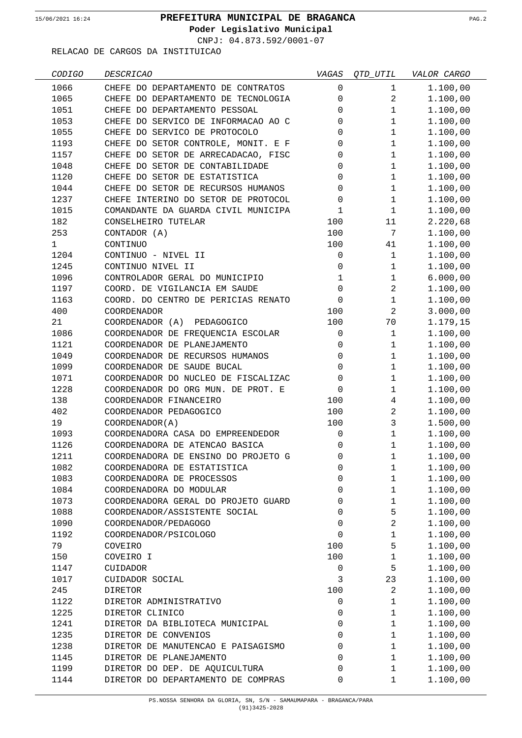# PREFEITURA MUNICIPAL DE BRAGANCA

**Poder Legislativo Municipal**

CNPJ: 04.873.592/0001-07

RELACAO DE CARGOS DA INSTITUICAO

| CODIGO | DESCRICAO | VAGAS | QTD_UTIL | VALOR CARGO |
|---|---|---|---|---|
| 1066 | CHEFE DO DEPARTAMENTO DE CONTRATOS | 0 | 1 | 1.100,00 |
| 1065 | CHEFE DO DEPARTAMENTO DE TECNOLOGIA | 0 | 2 | 1.100,00 |
| 1051 | CHEFE DO DEPARTAMENTO PESSOAL | 0 | 1 | 1.100,00 |
| 1053 | CHEFE DO SERVICO DE INFORMACAO AO C | 0 | 1 | 1.100,00 |
| 1055 | CHEFE DO SERVICO DE PROTOCOLO | 0 | 1 | 1.100,00 |
| 1193 | CHEFE DO SETOR CONTROLE, MONIT. E F | 0 | 1 | 1.100,00 |
| 1157 | CHEFE DO SETOR DE ARRECADACAO, FISC | 0 | 1 | 1.100,00 |
| 1048 | CHEFE DO SETOR DE CONTABILIDADE | 0 | 1 | 1.100,00 |
| 1120 | CHEFE DO SETOR DE ESTATISTICA | 0 | 1 | 1.100,00 |
| 1044 | CHEFE DO SETOR DE RECURSOS HUMANOS | 0 | 1 | 1.100,00 |
| 1237 | CHEFE INTERINO DO SETOR DE PROTOCOL | 0 | 1 | 1.100,00 |
| 1015 | COMANDANTE DA GUARDA CIVIL MUNICIPA | 1 | 1 | 1.100,00 |
| 182 | CONSELHEIRO TUTELAR | 100 | 11 | 2.220,68 |
| 253 | CONTADOR (A) | 100 | 7 | 1.100,00 |
| 1 | CONTINUO | 100 | 41 | 1.100,00 |
| 1204 | CONTINUO - NIVEL II | 0 | 1 | 1.100,00 |
| 1245 | CONTINUO NIVEL II | 0 | 1 | 1.100,00 |
| 1096 | CONTROLADOR GERAL DO MUNICIPIO | 1 | 1 | 6.000,00 |
| 1197 | COORD. DE VIGILANCIA EM SAUDE | 0 | 2 | 1.100,00 |
| 1163 | COORD. DO CENTRO DE PERICIAS RENATO | 0 | 1 | 1.100,00 |
| 400 | COORDENADOR | 100 | 2 | 3.000,00 |
| 21 | COORDENADOR (A) PEDAGOGICO | 100 | 70 | 1.179,15 |
| 1086 | COORDENADOR DE FREQUENCIA ESCOLAR | 0 | 1 | 1.100,00 |
| 1121 | COORDENADOR DE PLANEJAMENTO | 0 | 1 | 1.100,00 |
| 1049 | COORDENADOR DE RECURSOS HUMANOS | 0 | 1 | 1.100,00 |
| 1099 | COORDENADOR DE SAUDE BUCAL | 0 | 1 | 1.100,00 |
| 1071 | COORDENADOR DO NUCLEO DE FISCALIZAC | 0 | 1 | 1.100,00 |
| 1228 | COORDENADOR DO ORG MUN. DE PROT. E | 0 | 1 | 1.100,00 |
| 138 | COORDENADOR FINANCEIRO | 100 | 4 | 1.100,00 |
| 402 | COORDENADOR PEDAGOGICO | 100 | 2 | 1.100,00 |
| 19 | COORDENADOR(A) | 100 | 3 | 1.500,00 |
| 1093 | COORDENADORA CASA DO EMPREENDEDOR | 0 | 1 | 1.100,00 |
| 1126 | COORDENADORA DE ATENCAO BASICA | 0 | 1 | 1.100,00 |
| 1211 | COORDENADORA DE ENSINO DO PROJETO G | 0 | 1 | 1.100,00 |
| 1082 | COORDENADORA DE ESTATISTICA | 0 | 1 | 1.100,00 |
| 1083 | COORDENADORA DE PROCESSOS | 0 | 1 | 1.100,00 |
| 1084 | COORDENADORA DO MODULAR | 0 | 1 | 1.100,00 |
| 1073 | COORDENADORA GERAL DO PROJETO GUARD | 0 | 1 | 1.100,00 |
| 1088 | COORDENADOR/ASSISTENTE SOCIAL | 0 | 5 | 1.100,00 |
| 1090 | COORDENADOR/PEDAGOGO | 0 | 2 | 1.100,00 |
| 1192 | COORDENADOR/PSICOLOGO | 0 | 1 | 1.100,00 |
| 79 | COVEIRO | 100 | 5 | 1.100,00 |
| 150 | COVEIRO I | 100 | 1 | 1.100,00 |
| 1147 | CUIDADOR | 0 | 5 | 1.100,00 |
| 1017 | CUIDADOR SOCIAL | 3 | 23 | 1.100,00 |
| 245 | DIRETOR | 100 | 2 | 1.100,00 |
| 1122 | DIRETOR ADMINISTRATIVO | 0 | 1 | 1.100,00 |
| 1225 | DIRETOR CLINICO | 0 | 1 | 1.100,00 |
| 1241 | DIRETOR DA BIBLIOTECA MUNICIPAL | 0 | 1 | 1.100,00 |
| 1235 | DIRETOR DE CONVENIOS | 0 | 1 | 1.100,00 |
| 1238 | DIRETOR DE MANUTENCAO E PAISAGISMO | 0 | 1 | 1.100,00 |
| 1145 | DIRETOR DE PLANEJAMENTO | 0 | 1 | 1.100,00 |
| 1199 | DIRETOR DO DEP. DE AQUICULTURA | 0 | 1 | 1.100,00 |
| 1144 | DIRETOR DO DEPARTAMENTO DE COMPRAS | 0 | 1 | 1.100,00 |

PS.NOSSA SENHORA DA GLORIA, SN, S/N - SAMAUMAPARA - BRAGANCA/PARA
(91)3425-2028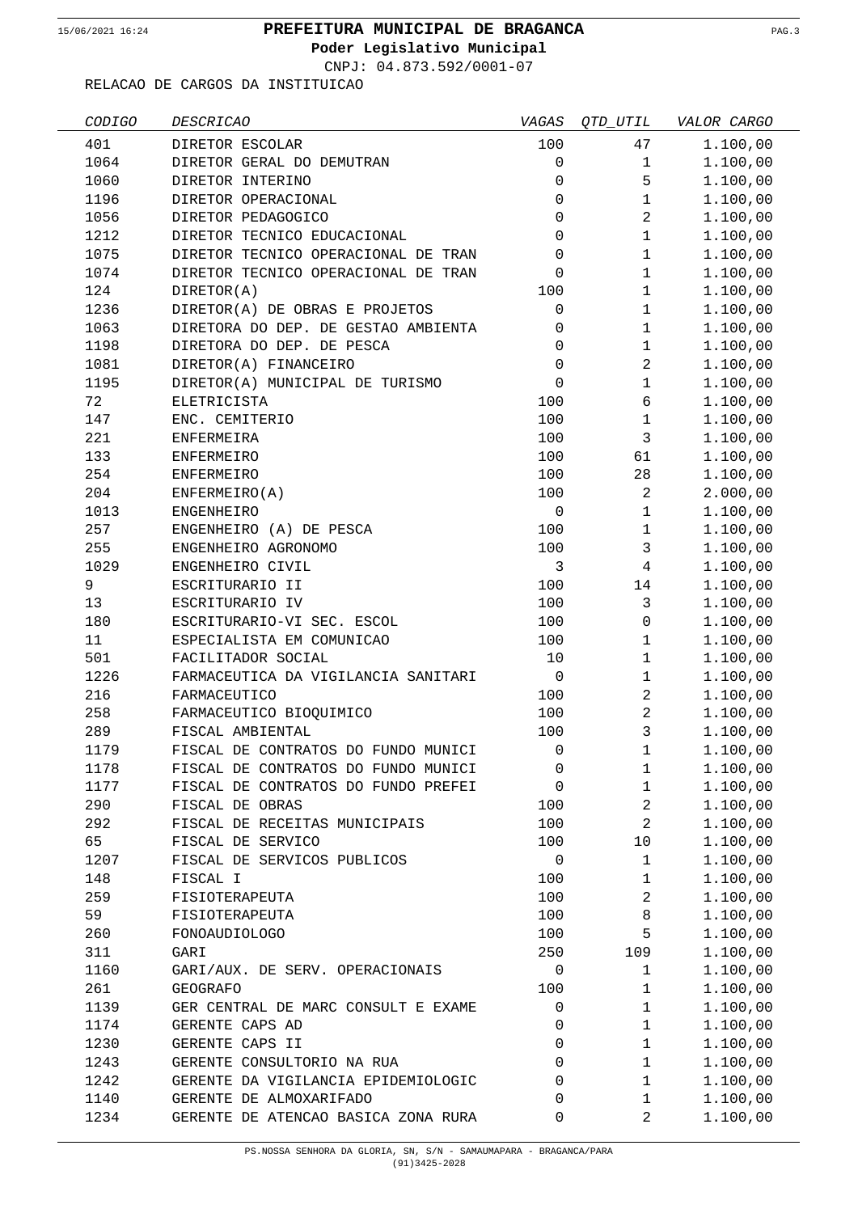# PREFEITURA MUNICIPAL DE BRAGANCA

**Poder Legislativo Municipal**

CNPJ: 04.873.592/0001-07

RELACAO DE CARGOS DA INSTITUICAO

| *CODIGO* | *DESCRICAO* | *VAGAS* | *QTD_UTIL* | *VALOR CARGO* |
|---|---|---|---|---|
| 401 | DIRETOR ESCOLAR | 100 | 47 | 1.100,00 |
| 1064 | DIRETOR GERAL DO DEMUTRAN | 0 | 1 | 1.100,00 |
| 1060 | DIRETOR INTERINO | 0 | 5 | 1.100,00 |
| 1196 | DIRETOR OPERACIONAL | 0 | 1 | 1.100,00 |
| 1056 | DIRETOR PEDAGOGICO | 0 | 2 | 1.100,00 |
| 1212 | DIRETOR TECNICO EDUCACIONAL | 0 | 1 | 1.100,00 |
| 1075 | DIRETOR TECNICO OPERACIONAL DE TRAN | 0 | 1 | 1.100,00 |
| 1074 | DIRETOR TECNICO OPERACIONAL DE TRAN | 0 | 1 | 1.100,00 |
| 124 | DIRETOR(A) | 100 | 1 | 1.100,00 |
| 1236 | DIRETOR(A) DE OBRAS E PROJETOS | 0 | 1 | 1.100,00 |
| 1063 | DIRETORA DO DEP. DE GESTAO AMBIENTA | 0 | 1 | 1.100,00 |
| 1198 | DIRETORA DO DEP. DE PESCA | 0 | 1 | 1.100,00 |
| 1081 | DIRETOR(A) FINANCEIRO | 0 | 2 | 1.100,00 |
| 1195 | DIRETOR(A) MUNICIPAL DE TURISMO | 0 | 1 | 1.100,00 |
| 72 | ELETRICISTA | 100 | 6 | 1.100,00 |
| 147 | ENC. CEMITERIO | 100 | 1 | 1.100,00 |
| 221 | ENFERMEIRA | 100 | 3 | 1.100,00 |
| 133 | ENFERMEIRO | 100 | 61 | 1.100,00 |
| 254 | ENFERMEIRO | 100 | 28 | 1.100,00 |
| 204 | ENFERMEIRO(A) | 100 | 2 | 2.000,00 |
| 1013 | ENGENHEIRO | 0 | 1 | 1.100,00 |
| 257 | ENGENHEIRO (A) DE PESCA | 100 | 1 | 1.100,00 |
| 255 | ENGENHEIRO AGRONOMO | 100 | 3 | 1.100,00 |
| 1029 | ENGENHEIRO CIVIL | 3 | 4 | 1.100,00 |
| 9 | ESCRITURARIO II | 100 | 14 | 1.100,00 |
| 13 | ESCRITURARIO IV | 100 | 3 | 1.100,00 |
| 180 | ESCRITURARIO-VI SEC. ESCOL | 100 | 0 | 1.100,00 |
| 11 | ESPECIALISTA EM COMUNICAO | 100 | 1 | 1.100,00 |
| 501 | FACILITADOR SOCIAL | 10 | 1 | 1.100,00 |
| 1226 | FARMACEUTICA DA VIGILANCIA SANITARI | 0 | 1 | 1.100,00 |
| 216 | FARMACEUTICO | 100 | 2 | 1.100,00 |
| 258 | FARMACEUTICO BIOQUIMICO | 100 | 2 | 1.100,00 |
| 289 | FISCAL AMBIENTAL | 100 | 3 | 1.100,00 |
| 1179 | FISCAL DE CONTRATOS DO FUNDO MUNICI | 0 | 1 | 1.100,00 |
| 1178 | FISCAL DE CONTRATOS DO FUNDO MUNICI | 0 | 1 | 1.100,00 |
| 1177 | FISCAL DE CONTRATOS DO FUNDO PREFEI | 0 | 1 | 1.100,00 |
| 290 | FISCAL DE OBRAS | 100 | 2 | 1.100,00 |
| 292 | FISCAL DE RECEITAS MUNICIPAIS | 100 | 2 | 1.100,00 |
| 65 | FISCAL DE SERVICO | 100 | 10 | 1.100,00 |
| 1207 | FISCAL DE SERVICOS PUBLICOS | 0 | 1 | 1.100,00 |
| 148 | FISCAL I | 100 | 1 | 1.100,00 |
| 259 | FISIOTERAPEUTA | 100 | 2 | 1.100,00 |
| 59 | FISIOTERAPEUTA | 100 | 8 | 1.100,00 |
| 260 | FONOAUDIOLOGO | 100 | 5 | 1.100,00 |
| 311 | GARI | 250 | 109 | 1.100,00 |
| 1160 | GARI/AUX. DE SERV. OPERACIONAIS | 0 | 1 | 1.100,00 |
| 261 | GEOGRAFO | 100 | 1 | 1.100,00 |
| 1139 | GER CENTRAL DE MARC CONSULT E EXAME | 0 | 1 | 1.100,00 |
| 1174 | GERENTE CAPS AD | 0 | 1 | 1.100,00 |
| 1230 | GERENTE CAPS II | 0 | 1 | 1.100,00 |
| 1243 | GERENTE CONSULTORIO NA RUA | 0 | 1 | 1.100,00 |
| 1242 | GERENTE DA VIGILANCIA EPIDEMIOLOGIC | 0 | 1 | 1.100,00 |
| 1140 | GERENTE DE ALMOXARIFADO | 0 | 1 | 1.100,00 |
| 1234 | GERENTE DE ATENCAO BASICA ZONA RURA | 0 | 2 | 1.100,00 |

PS.NOSSA SENHORA DA GLORIA, SN, S/N - SAMAUMAPARA - BRAGANCA/PARA
(91)3425-2028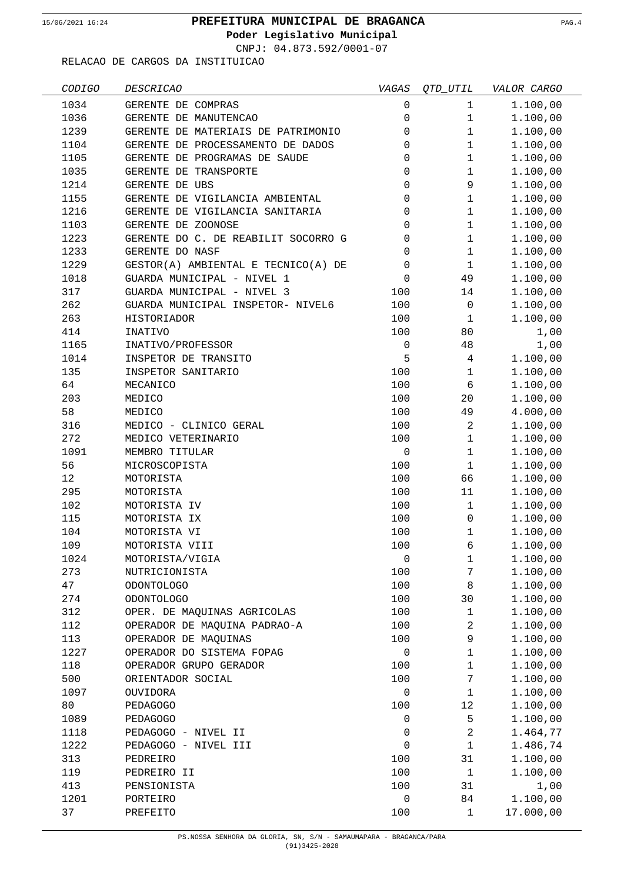# PREFEITURA MUNICIPAL DE BRAGANCA

**Poder Legislativo Municipal**

CNPJ: 04.873.592/0001-07

RELACAO DE CARGOS DA INSTITUICAO

| *CODIGO* | *DESCRICAO* | *VAGAS* | *QTD_UTIL* | *VALOR CARGO* |
|---|---|---|---|---|
| 1034 | GERENTE DE COMPRAS | 0 | 1 | 1.100,00 |
| 1036 | GERENTE DE MANUTENCAO | 0 | 1 | 1.100,00 |
| 1239 | GERENTE DE MATERIAIS DE PATRIMONIO | 0 | 1 | 1.100,00 |
| 1104 | GERENTE DE PROCESSAMENTO DE DADOS | 0 | 1 | 1.100,00 |
| 1105 | GERENTE DE PROGRAMAS DE SAUDE | 0 | 1 | 1.100,00 |
| 1035 | GERENTE DE TRANSPORTE | 0 | 1 | 1.100,00 |
| 1214 | GERENTE DE UBS | 0 | 9 | 1.100,00 |
| 1155 | GERENTE DE VIGILANCIA AMBIENTAL | 0 | 1 | 1.100,00 |
| 1216 | GERENTE DE VIGILANCIA SANITARIA | 0 | 1 | 1.100,00 |
| 1103 | GERENTE DE ZOONOSE | 0 | 1 | 1.100,00 |
| 1223 | GERENTE DO C. DE REABILIT SOCORRO G | 0 | 1 | 1.100,00 |
| 1233 | GERENTE DO NASF | 0 | 1 | 1.100,00 |
| 1229 | GESTOR(A) AMBIENTAL E TECNICO(A) DE | 0 | 1 | 1.100,00 |
| 1018 | GUARDA MUNICIPAL - NIVEL 1 | 0 | 49 | 1.100,00 |
| 317 | GUARDA MUNICIPAL - NIVEL 3 | 100 | 14 | 1.100,00 |
| 262 | GUARDA MUNICIPAL INSPETOR- NIVEL6 | 100 | 0 | 1.100,00 |
| 263 | HISTORIADOR | 100 | 1 | 1.100,00 |
| 414 | INATIVO | 100 | 80 | 1,00 |
| 1165 | INATIVO/PROFESSOR | 0 | 48 | 1,00 |
| 1014 | INSPETOR DE TRANSITO | 5 | 4 | 1.100,00 |
| 135 | INSPETOR SANITARIO | 100 | 1 | 1.100,00 |
| 64 | MECANICO | 100 | 6 | 1.100,00 |
| 203 | MEDICO | 100 | 20 | 1.100,00 |
| 58 | MEDICO | 100 | 49 | 4.000,00 |
| 316 | MEDICO - CLINICO GERAL | 100 | 2 | 1.100,00 |
| 272 | MEDICO VETERINARIO | 100 | 1 | 1.100,00 |
| 1091 | MEMBRO TITULAR | 0 | 1 | 1.100,00 |
| 56 | MICROSCOPISTA | 100 | 1 | 1.100,00 |
| 12 | MOTORISTA | 100 | 66 | 1.100,00 |
| 295 | MOTORISTA | 100 | 11 | 1.100,00 |
| 102 | MOTORISTA IV | 100 | 1 | 1.100,00 |
| 115 | MOTORISTA IX | 100 | 0 | 1.100,00 |
| 104 | MOTORISTA VI | 100 | 1 | 1.100,00 |
| 109 | MOTORISTA VIII | 100 | 6 | 1.100,00 |
| 1024 | MOTORISTA/VIGIA | 0 | 1 | 1.100,00 |
| 273 | NUTRICIONISTA | 100 | 7 | 1.100,00 |
| 47 | ODONTOLOGO | 100 | 8 | 1.100,00 |
| 274 | ODONTOLOGO | 100 | 30 | 1.100,00 |
| 312 | OPER. DE MAQUINAS AGRICOLAS | 100 | 1 | 1.100,00 |
| 112 | OPERADOR DE MAQUINA PADRAO-A | 100 | 2 | 1.100,00 |
| 113 | OPERADOR DE MAQUINAS | 100 | 9 | 1.100,00 |
| 1227 | OPERADOR DO SISTEMA FOPAG | 0 | 1 | 1.100,00 |
| 118 | OPERADOR GRUPO GERADOR | 100 | 1 | 1.100,00 |
| 500 | ORIENTADOR SOCIAL | 100 | 7 | 1.100,00 |
| 1097 | OUVIDORA | 0 | 1 | 1.100,00 |
| 80 | PEDAGOGO | 100 | 12 | 1.100,00 |
| 1089 | PEDAGOGO | 0 | 5 | 1.100,00 |
| 1118 | PEDAGOGO - NIVEL II | 0 | 2 | 1.464,77 |
| 1222 | PEDAGOGO - NIVEL III | 0 | 1 | 1.486,74 |
| 313 | PEDREIRO | 100 | 31 | 1.100,00 |
| 119 | PEDREIRO II | 100 | 1 | 1.100,00 |
| 413 | PENSIONISTA | 100 | 31 | 1,00 |
| 1201 | PORTEIRO | 0 | 84 | 1.100,00 |
| 37 | PREFEITO | 100 | 1 | 17.000,00 |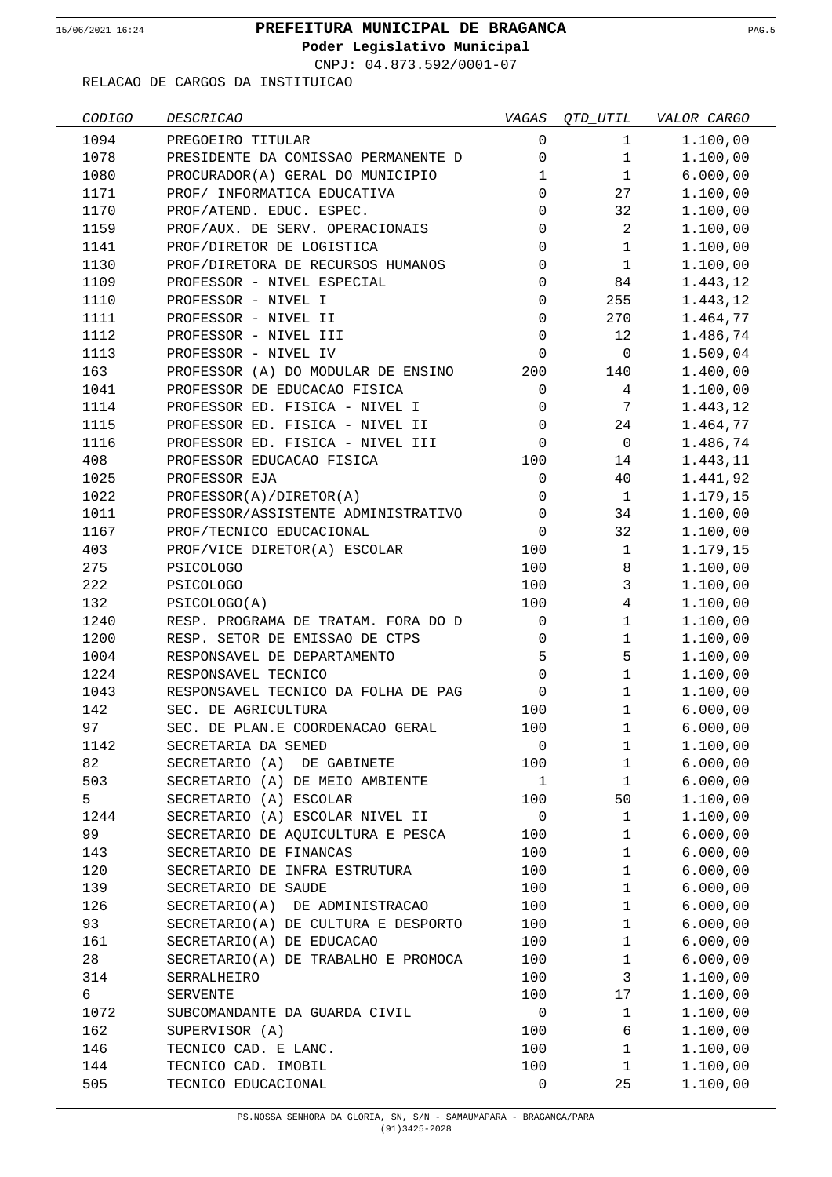# PREFEITURA MUNICIPAL DE BRAGANCA

**Poder Legislativo Municipal**

CNPJ: 04.873.592/0001-07

RELACAO DE CARGOS DA INSTITUICAO

| *CODIGO* | *DESCRICAO* | *VAGAS* | *QTD_UTIL* | *VALOR CARGO* |
|---|---|---|---|---|
| 1094 | PREGOEIRO TITULAR | 0 | 1 | 1.100,00 |
| 1078 | PRESIDENTE DA COMISSAO PERMANENTE D | 0 | 1 | 1.100,00 |
| 1080 | PROCURADOR(A) GERAL DO MUNICIPIO | 1 | 1 | 6.000,00 |
| 1171 | PROF/ INFORMATICA EDUCATIVA | 0 | 27 | 1.100,00 |
| 1170 | PROF/ATEND. EDUC. ESPEC. | 0 | 32 | 1.100,00 |
| 1159 | PROF/AUX. DE SERV. OPERACIONAIS | 0 | 2 | 1.100,00 |
| 1141 | PROF/DIRETOR DE LOGISTICA | 0 | 1 | 1.100,00 |
| 1130 | PROF/DIRETORA DE RECURSOS HUMANOS | 0 | 1 | 1.100,00 |
| 1109 | PROFESSOR - NIVEL ESPECIAL | 0 | 84 | 1.443,12 |
| 1110 | PROFESSOR - NIVEL I | 0 | 255 | 1.443,12 |
| 1111 | PROFESSOR - NIVEL II | 0 | 270 | 1.464,77 |
| 1112 | PROFESSOR - NIVEL III | 0 | 12 | 1.486,74 |
| 1113 | PROFESSOR - NIVEL IV | 0 | 0 | 1.509,04 |
| 163 | PROFESSOR (A) DO MODULAR DE ENSINO | 200 | 140 | 1.400,00 |
| 1041 | PROFESSOR DE EDUCACAO FISICA | 0 | 4 | 1.100,00 |
| 1114 | PROFESSOR ED. FISICA - NIVEL I | 0 | 7 | 1.443,12 |
| 1115 | PROFESSOR ED. FISICA - NIVEL II | 0 | 24 | 1.464,77 |
| 1116 | PROFESSOR ED. FISICA - NIVEL III | 0 | 0 | 1.486,74 |
| 408 | PROFESSOR EDUCACAO FISICA | 100 | 14 | 1.443,11 |
| 1025 | PROFESSOR EJA | 0 | 40 | 1.441,92 |
| 1022 | PROFESSOR(A)/DIRETOR(A) | 0 | 1 | 1.179,15 |
| 1011 | PROFESSOR/ASSISTENTE ADMINISTRATIVO | 0 | 34 | 1.100,00 |
| 1167 | PROF/TECNICO EDUCACIONAL | 0 | 32 | 1.100,00 |
| 403 | PROF/VICE DIRETOR(A) ESCOLAR | 100 | 1 | 1.179,15 |
| 275 | PSICOLOGO | 100 | 8 | 1.100,00 |
| 222 | PSICOLOGO | 100 | 3 | 1.100,00 |
| 132 | PSICOLOGO(A) | 100 | 4 | 1.100,00 |
| 1240 | RESP. PROGRAMA DE TRATAM. FORA DO D | 0 | 1 | 1.100,00 |
| 1200 | RESP. SETOR DE EMISSAO DE CTPS | 0 | 1 | 1.100,00 |
| 1004 | RESPONSAVEL DE DEPARTAMENTO | 5 | 5 | 1.100,00 |
| 1224 | RESPONSAVEL TECNICO | 0 | 1 | 1.100,00 |
| 1043 | RESPONSAVEL TECNICO DA FOLHA DE PAG | 0 | 1 | 1.100,00 |
| 142 | SEC. DE AGRICULTURA | 100 | 1 | 6.000,00 |
| 97 | SEC. DE PLAN.E COORDENACAO GERAL | 100 | 1 | 6.000,00 |
| 1142 | SECRETARIA DA SEMED | 0 | 1 | 1.100,00 |
| 82 | SECRETARIO (A) DE GABINETE | 100 | 1 | 6.000,00 |
| 503 | SECRETARIO (A) DE MEIO AMBIENTE | 1 | 1 | 6.000,00 |
| 5 | SECRETARIO (A) ESCOLAR | 100 | 50 | 1.100,00 |
| 1244 | SECRETARIO (A) ESCOLAR NIVEL II | 0 | 1 | 1.100,00 |
| 99 | SECRETARIO DE AQUICULTURA E PESCA | 100 | 1 | 6.000,00 |
| 143 | SECRETARIO DE FINANCAS | 100 | 1 | 6.000,00 |
| 120 | SECRETARIO DE INFRA ESTRUTURA | 100 | 1 | 6.000,00 |
| 139 | SECRETARIO DE SAUDE | 100 | 1 | 6.000,00 |
| 126 | SECRETARIO(A) DE ADMINISTRACAO | 100 | 1 | 6.000,00 |
| 93 | SECRETARIO(A) DE CULTURA E DESPORTO | 100 | 1 | 6.000,00 |
| 161 | SECRETARIO(A) DE EDUCACAO | 100 | 1 | 6.000,00 |
| 28 | SECRETARIO(A) DE TRABALHO E PROMOCA | 100 | 1 | 6.000,00 |
| 314 | SERRALHEIRO | 100 | 3 | 1.100,00 |
| 6 | SERVENTE | 100 | 17 | 1.100,00 |
| 1072 | SUBCOMANDANTE DA GUARDA CIVIL | 0 | 1 | 1.100,00 |
| 162 | SUPERVISOR (A) | 100 | 6 | 1.100,00 |
| 146 | TECNICO CAD. E LANC. | 100 | 1 | 1.100,00 |
| 144 | TECNICO CAD. IMOBIL | 100 | 1 | 1.100,00 |
| 505 | TECNICO EDUCACIONAL | 0 | 25 | 1.100,00 |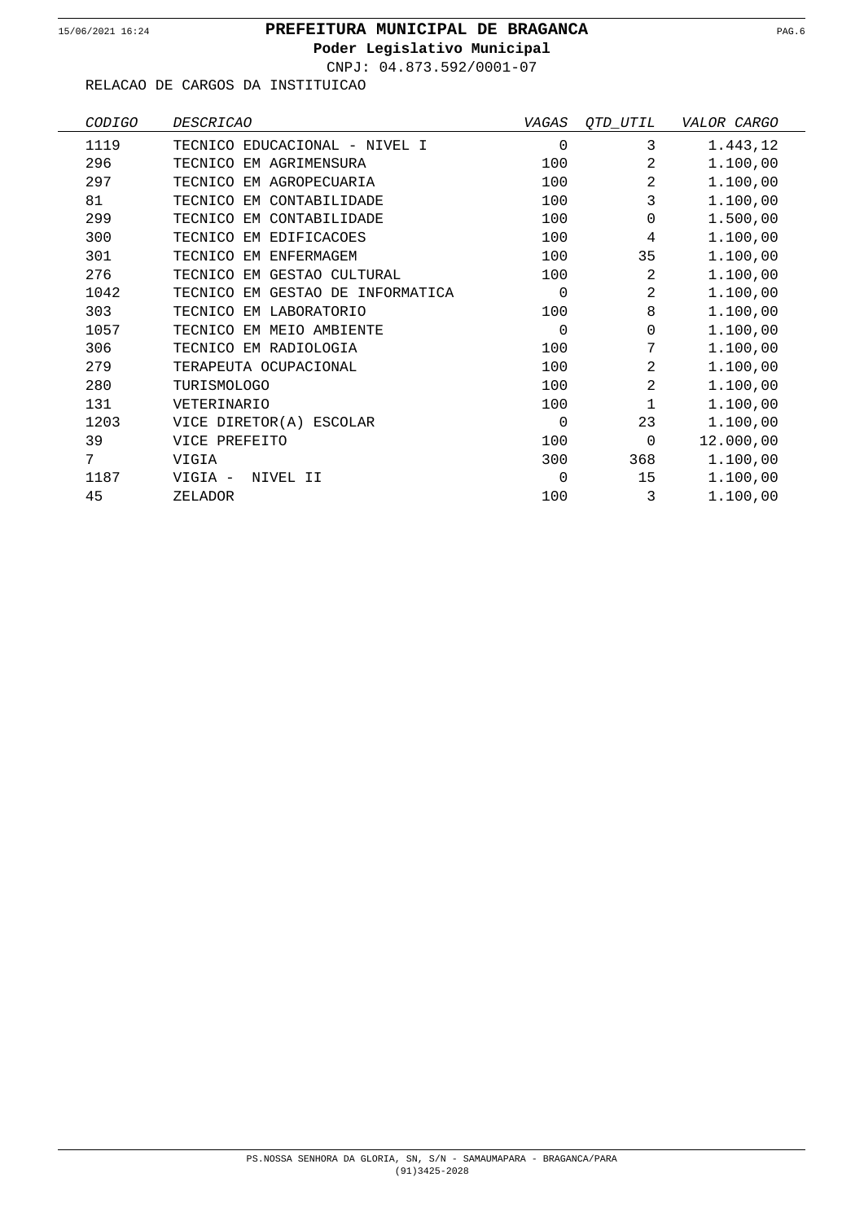# PREFEITURA MUNICIPAL DE BRAGANCA

**Poder Legislativo Municipal**

CNPJ: 04.873.592/0001-07

RELACAO DE CARGOS DA INSTITUICAO

| *CODIGO* | *DESCRICAO* | *VAGAS* | *QTD_UTIL* | *VALOR CARGO* |
|---|---|---|---|---|
| 1119 | TECNICO EDUCACIONAL - NIVEL I | 0 | 3 | 1.443,12 |
| 296 | TECNICO EM AGRIMENSURA | 100 | 2 | 1.100,00 |
| 297 | TECNICO EM AGROPECUARIA | 100 | 2 | 1.100,00 |
| 81 | TECNICO EM CONTABILIDADE | 100 | 3 | 1.100,00 |
| 299 | TECNICO EM CONTABILIDADE | 100 | 0 | 1.500,00 |
| 300 | TECNICO EM EDIFICACOES | 100 | 4 | 1.100,00 |
| 301 | TECNICO EM ENFERMAGEM | 100 | 35 | 1.100,00 |
| 276 | TECNICO EM GESTAO CULTURAL | 100 | 2 | 1.100,00 |
| 1042 | TECNICO EM GESTAO DE INFORMATICA | 0 | 2 | 1.100,00 |
| 303 | TECNICO EM LABORATORIO | 100 | 8 | 1.100,00 |
| 1057 | TECNICO EM MEIO AMBIENTE | 0 | 0 | 1.100,00 |
| 306 | TECNICO EM RADIOLOGIA | 100 | 7 | 1.100,00 |
| 279 | TERAPEUTA OCUPACIONAL | 100 | 2 | 1.100,00 |
| 280 | TURISMOLOGO | 100 | 2 | 1.100,00 |
| 131 | VETERINARIO | 100 | 1 | 1.100,00 |
| 1203 | VICE DIRETOR(A) ESCOLAR | 0 | 23 | 1.100,00 |
| 39 | VICE PREFEITO | 100 | 0 | 12.000,00 |
| 7 | VIGIA | 300 | 368 | 1.100,00 |
| 1187 | VIGIA - NIVEL II | 0 | 15 | 1.100,00 |
| 45 | ZELADOR | 100 | 3 | 1.100,00 |

PS.NOSSA SENHORA DA GLORIA, SN, S/N - SAMAUMAPARA - BRAGANCA/PARA
(91)3425-2028